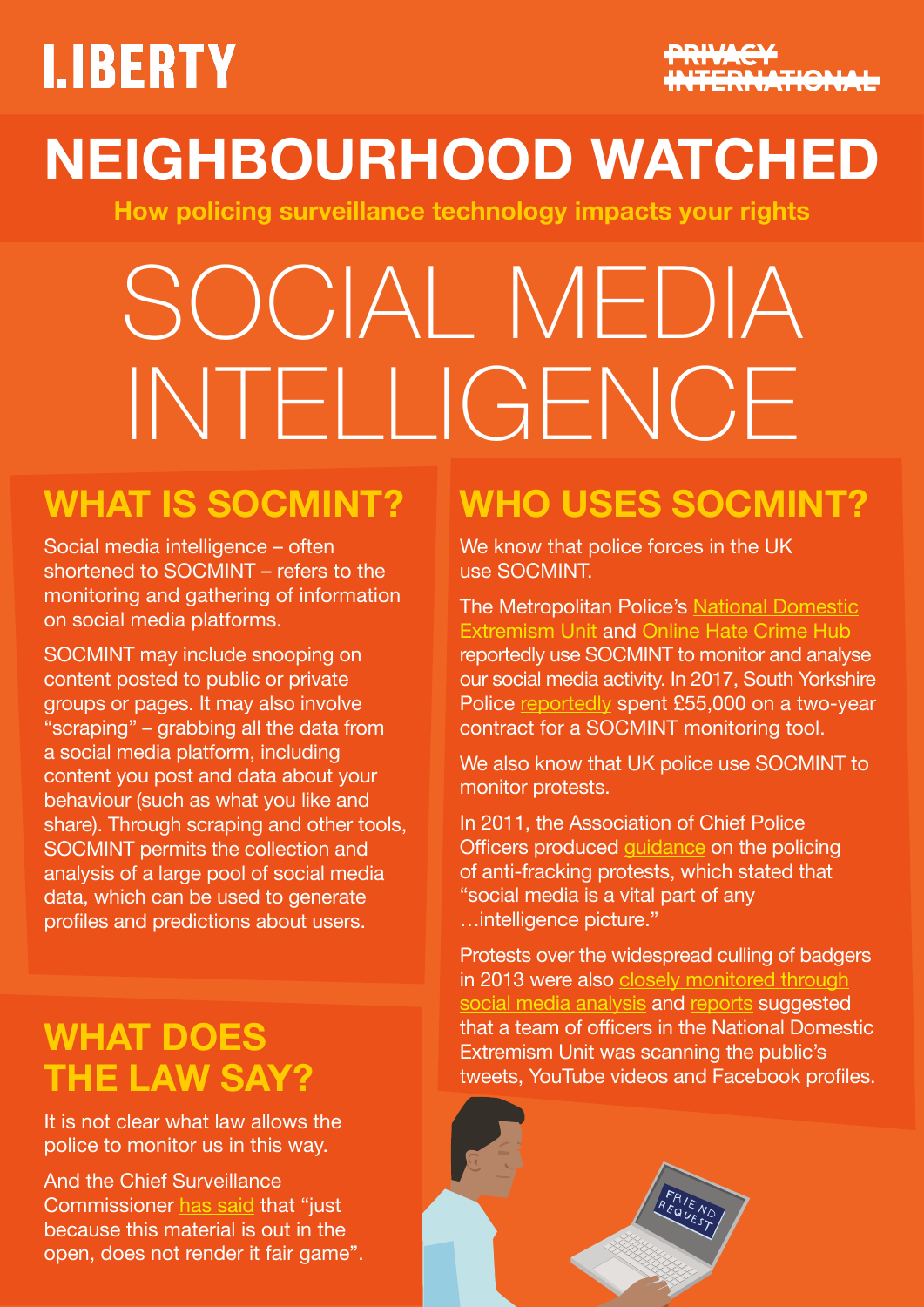LIBERTY

PRIVACY INTERNATIONAL

# NEIGHBOURHOOD WATCHED

**How policing surveillance technology impacts your rights**

# SOCIAL MEDIA INTELLIGENCE

## WHAT IS SOCMINT?

Social media intelligence – often shortened to SOCMINT – refers to the monitoring and gathering of information on social media platforms.

SOCMINT may include snooping on content posted to public or private groups or pages. It may also involve "scraping" – grabbing all the data from a social media platform, including content you post and data about your behaviour (such as what you like and share). Through scraping and other tools, SOCMINT permits the collection and analysis of a large pool of social media data, which can be used to generate profiles and predictions about users.

## WHAT DOES THE LAW SAY?

It is not clear what law allows the police to monitor us in this way.

And the Chief Surveillance Commissioner has said that "just because this material is out in the open, does not render it fair game".

## WHO USES SOCMINT?

We know that police forces in the UK use SOCMINT.

The Metropolitan Police's National Domestic Extremism Unit and Online Hate Crime Hub reportedly use SOCMINT to monitor and analyse our social media activity. In 2017, South Yorkshire Police reportedly spent £55,000 on a two-year contract for a SOCMINT monitoring tool.

We also know that UK police use SOCMINT to monitor protests.

In 2011, the Association of Chief Police Officers produced guidance on the policing of anti-fracking protests, which stated that "social media is a vital part of any …intelligence picture."

Protests over the widespread culling of badgers in 2013 were also closely monitored through social media analysis and reports suggested that a team of officers in the National Domestic Extremism Unit was scanning the public's tweets, YouTube videos and Facebook profiles.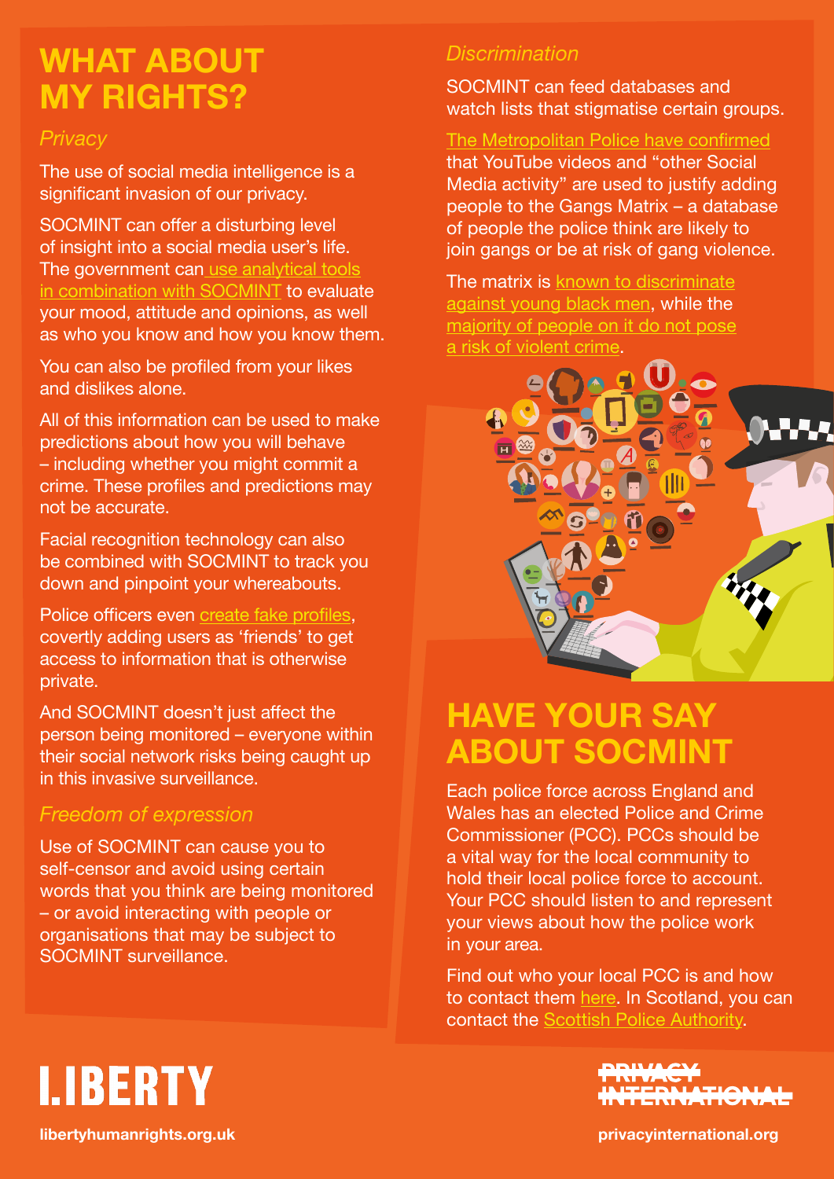# WHAT ABOUT MY RIGHTS?

### *Privacy*

The use of social media intelligence is a significant invasion of our privacy.

SOCMINT can offer a disturbing level of insight into a social media user's life. The government can use analytical tools in combination with SOCMINT to evaluate your mood, attitude and opinions, as well as who you know and how you know them.

You can also be profiled from your likes and dislikes alone.

All of this information can be used to make predictions about how you will behave – including whether you might commit a crime. These profiles and predictions may not be accurate.

Facial recognition technology can also be combined with SOCMINT to track you down and pinpoint your whereabouts.

Police officers even create fake profiles, covertly adding users as 'friends' to get access to information that is otherwise private.

And SOCMINT doesn't just affect the person being monitored – everyone within their social network risks being caught up in this invasive surveillance.

### *Freedom of expression*

Use of SOCMINT can cause you to self-censor and avoid using certain words that you think are being monitored – or avoid interacting with people or organisations that may be subject to SOCMINT surveillance.

### *Discrimination*

SOCMINT can feed databases and watch lists that stigmatise certain groups.

The Metropolitan Police have confirmed that YouTube videos and "other Social Media activity" are used to justify adding people to the Gangs Matrix – a database of people the police think are likely to join gangs or be at risk of gang violence.

The matrix is known to discriminate against young black men, while the majority of people on it do not pose a risk of violent crime.

# HAVE YOUR SAY ABOUT SOCMINT

Each police force across England and Wales has an elected Police and Crime Commissioner (PCC). PCCs should be a vital way for the local community to hold their local police force to account. Your PCC should listen to and represent your views about how the police work in your area.

Find out who your local PCC is and how to contact them here. In Scotland, you can contact the Scottish Police Authority.

LIBERTY

libertyhumanrights.org.uk

PRIVACY INTERNATIONAL

privacyinternational.org